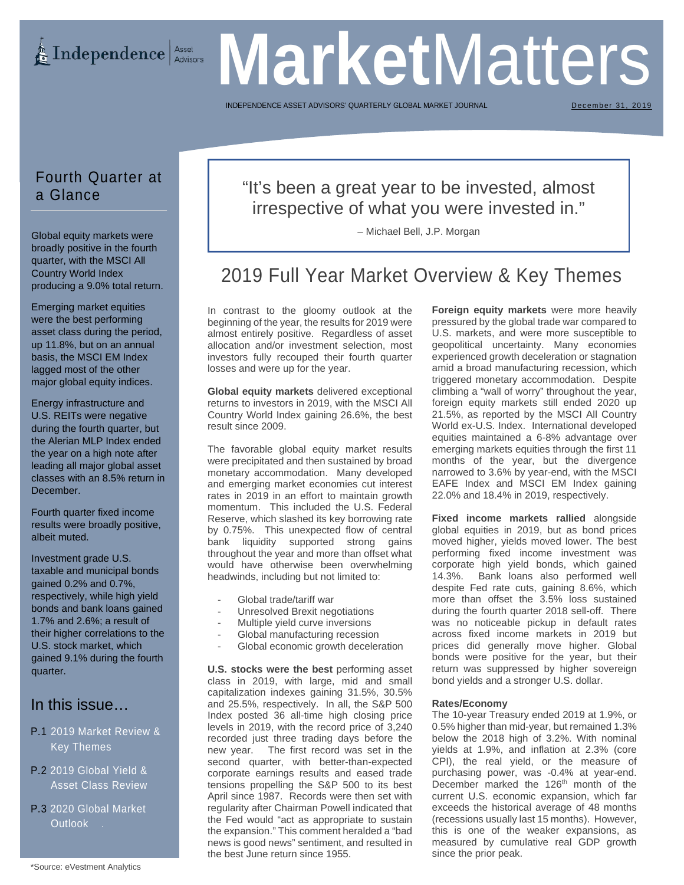# MarketMatters

Independence Asset Advisors

INDEPENDENCE ASSET ADVISORS' QUARTERLY GLOBAL MARKET JOURNAL

December 31, 2019

## Fourth Quarter at a Glance

Global equity markets were broadly positive in the fourth quarter, with the MSCI All Country World Index producing a 9.0% total return.

Emerging market equities were the best performing asset class during the period, up 11.8%, but on an annual basis, the MSCI EM Index lagged most of the other major global equity indices.

Energy infrastructure and U.S. REITs were negative during the fourth quarter, but the Alerian MLP Index ended the year on a high note after leading all major global asset classes with an 8.5% return in December.

Fourth quarter fixed income results were broadly positive, albeit muted.

Investment grade U.S. taxable and municipal bonds gained 0.2% and 0.7%, respectively, while high yield bonds and bank loans gained 1.7% and 2.6%; a result of their higher correlations to the U.S. stock market, which gained 9.1% during the fourth quarter.

## In this issue…

- P.1 2019 Market Review & Key Themes
- P.2 2019 Global Yield & Asset Class Review
- P.3 2020 Global Market Outlook

> "It's been a great year to be invested, almost irrespective of what you were invested in."
>
> – Michael Bell, J.P. Morgan

## 2019 Full Year Market Overview & Key Themes

In contrast to the gloomy outlook at the beginning of the year, the results for 2019 were almost entirely positive. Regardless of asset allocation and/or investment selection, most investors fully recouped their fourth quarter losses and were up for the year.

**Global equity markets** delivered exceptional returns to investors in 2019, with the MSCI All Country World Index gaining 26.6%, the best result since 2009.

The favorable global equity market results were precipitated and then sustained by broad monetary accommodation. Many developed and emerging market economies cut interest rates in 2019 in an effort to maintain growth momentum. This included the U.S. Federal Reserve, which slashed its key borrowing rate by 0.75%. This unexpected flow of central bank liquidity supported strong gains throughout the year and more than offset what would have otherwise been overwhelming headwinds, including but not limited to:

- Global trade/tariff war
- Unresolved Brexit negotiations
- Multiple yield curve inversions
- Global manufacturing recession
- Global economic growth deceleration

**U.S. stocks were the best** performing asset class in 2019, with large, mid and small capitalization indexes gaining 31.5%, 30.5% and 25.5%, respectively. In all, the S&P 500 Index posted 36 all-time high closing price levels in 2019, with the record price of 3,240 recorded just three trading days before the new year. The first record was set in the second quarter, with better-than-expected corporate earnings results and eased trade tensions propelling the S&P 500 to its best April since 1987. Records were then set with regularity after Chairman Powell indicated that the Fed would "act as appropriate to sustain the expansion." This comment heralded a "bad news is good news" sentiment, and resulted in the best June return since 1955.

**Foreign equity markets** were more heavily pressured by the global trade war compared to U.S. markets, and were more susceptible to geopolitical uncertainty. Many economies experienced growth deceleration or stagnation amid a broad manufacturing recession, which triggered monetary accommodation. Despite climbing a "wall of worry" throughout the year, foreign equity markets still ended 2020 up 21.5%, as reported by the MSCI All Country World ex-U.S. Index. International developed equities maintained a 6-8% advantage over emerging markets equities through the first 11 months of the year, but the divergence narrowed to 3.6% by year-end, with the MSCI EAFE Index and MSCI EM Index gaining 22.0% and 18.4% in 2019, respectively.

**Fixed income markets rallied** alongside global equities in 2019, but as bond prices moved higher, yields moved lower. The best performing fixed income investment was corporate high yield bonds, which gained 14.3%. Bank loans also performed well despite Fed rate cuts, gaining 8.6%, which more than offset the 3.5% loss sustained during the fourth quarter 2018 sell-off. There was no noticeable pickup in default rates across fixed income markets in 2019 but prices did generally move higher. Global bonds were positive for the year, but their return was suppressed by higher sovereign bond yields and a stronger U.S. dollar.

**Rates/Economy**

The 10-year Treasury ended 2019 at 1.9%, or 0.5% higher than mid-year, but remained 1.3% below the 2018 high of 3.2%. With nominal yields at 1.9%, and inflation at 2.3% (core CPI), the real yield, or the measure of purchasing power, was -0.4% at year-end. December marked the 126th month of the current U.S. economic expansion, which far exceeds the historical average of 48 months (recessions usually last 15 months). However, this is one of the weaker expansions, as measured by cumulative real GDP growth since the prior peak.

*Source: eVestment Analytics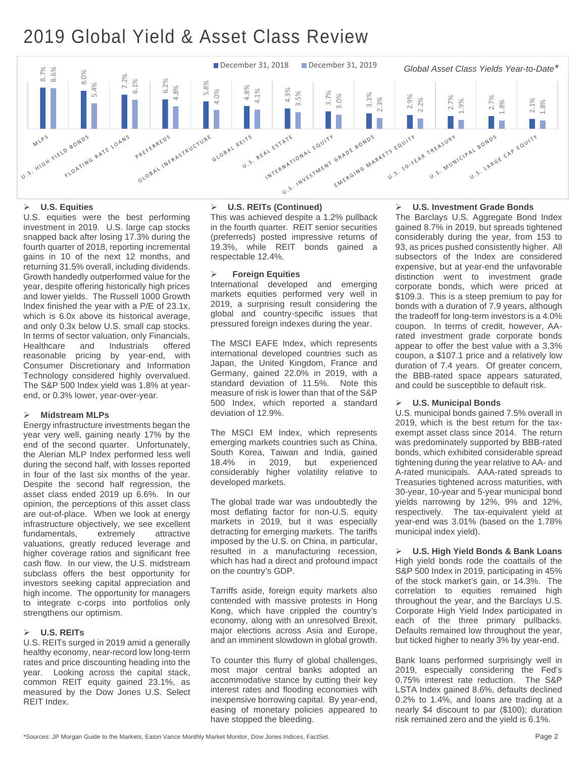# 2019 Global Yield & Asset Class Review

*Global Asset Class Yields Year-to-Date**

| Asset Class | December 31, 2018 | December 31, 2019 |
|---|---|---|
| MLPs | 8.7% | 8.6% |
| U.S. High Yield Bonds | 8.0% | 5.4% |
| Floating Rate Loans | 7.2% | 6.1% |
| Preferreds | 6.2% | 4.8% |
| Global Infrastructure | 5.8% | 4.0% |
| Global REITs | 4.8% | 4.1% |
| U.S. Real Estate | 4.3% | 3.5% |
| International Equity | 3.7% | 3.0% |
| U.S. Investment Grade Bonds | 3.3% | 2.3% |
| Emerging Markets Equity | 2.9% | 2.2% |
| U.S. 10-Year Treasury | 2.7% | 1.9% |
| U.S. Municipal Bonds | 2.7% | 1.8% |
| U.S. Large Cap Equity | 2.1% | 1.8% |

### U.S. Equities

U.S. equities were the best performing investment in 2019. U.S. large cap stocks snapped back after losing 17.3% during the fourth quarter of 2018, reporting incremental gains in 10 of the next 12 months, and returning 31.5% overall, including dividends. Growth handedly outperformed value for the year, despite offering historically high prices and lower yields. The Russell 1000 Growth Index finished the year with a P/E of 23.1x, which is 6.0x above its historical average, and only 0.3x below U.S. small cap stocks. In terms of sector valuation, only Financials, Healthcare and Industrials offered reasonable pricing by year-end, with Consumer Discretionary and Information Technology considered highly overvalued. The S&P 500 Index yield was 1.8% at year-end, or 0.3% lower, year-over-year.

### Midstream MLPs

Energy infrastructure investments began the year very well, gaining nearly 17% by the end of the second quarter. Unfortunately, the Alerian MLP Index performed less well during the second half, with losses reported in four of the last six months of the year. Despite the second half regression, the asset class ended 2019 up 6.6%. In our opinion, the perceptions of this asset class are out-of-place. When we look at energy infrastructure objectively, we see excellent fundamentals, extremely attractive valuations, greatly reduced leverage and higher coverage ratios and significant free cash flow. In our view, the U.S. midstream subclass offers the best opportunity for investors seeking capital appreciation and high income. The opportunity for managers to integrate c-corps into portfolios only strengthens our optimism.

### U.S. REITs

U.S. REITs surged in 2019 amid a generally healthy economy, near-record low long-term rates and price discounting heading into the year. Looking across the capital stack, common REIT equity gained 23.1%, as measured by the Dow Jones U.S. Select REIT Index.

### U.S. REITs (Continued)

This was achieved despite a 1.2% pullback in the fourth quarter. REIT senior securities (preferreds) posted impressive returns of 19.3%, while REIT bonds gained a respectable 12.4%.

### Foreign Equities

International developed and emerging markets equities performed very well in 2019, a surprising result considering the global and country-specific issues that pressured foreign indexes during the year.

The MSCI EAFE Index, which represents international developed countries such as Japan, the United Kingdom, France and Germany, gained 22.0% in 2019, with a standard deviation of 11.5%. Note this measure of risk is lower than that of the S&P 500 Index, which reported a standard deviation of 12.9%.

The MSCI EM Index, which represents emerging markets countries such as China, South Korea, Taiwan and India, gained 18.4% in 2019, but experienced considerably higher volatility relative to developed markets.

The global trade war was undoubtedly the most deflating factor for non-U.S. equity markets in 2019, but it was especially detracting for emerging markets. The tariffs imposed by the U.S. on China, in particular, resulted in a manufacturing recession, which has had a direct and profound impact on the country's GDP.

Tarriffs aside, foreign equity markets also contended with massive protests in Hong Kong, which have crippled the country's economy, along with an unresolved Brexit, major elections across Asia and Europe, and an imminent slowdown in global growth.

To counter this flurry of global challenges, most major central banks adopted an accommodative stance by cutting their key interest rates and flooding economies with inexpensive borrowing capital. By year-end, easing of monetary policies appeared to have stopped the bleeding.

### U.S. Investment Grade Bonds

The Barclays U.S. Aggregate Bond Index gained 8.7% in 2019, but spreads tightened considerably during the year, from 153 to 93, as prices pushed consistently higher. All subsectors of the Index are considered expensive, but at year-end the unfavorable distinction went to investment grade corporate bonds, which were priced at $109.3. This is a steep premium to pay for bonds with a duration of 7.9 years, although the tradeoff for long-term investors is a 4.0% coupon. In terms of credit, however, AA-rated investment grade corporate bonds appear to offer the best value with a 3.3% coupon, a $107.1 price and a relatively low duration of 7.4 years. Of greater concern, the BBB-rated space appears saturated, and could be susceptible to default risk.

### U.S. Municipal Bonds

U.S. municipal bonds gained 7.5% overall in 2019, which is the best return for the tax-exempt asset class since 2014. The return was predominately supported by BBB-rated bonds, which exhibited considerable spread tightening during the year relative to AA- and A-rated municipals. AAA-rated spreads to Treasuries tightened across maturities, with 30-year, 10-year and 5-year municipal bond yields narrowing by 12%, 9% and 12%, respectively. The tax-equivalent yield at year-end was 3.01% (based on the 1.78% municipal index yield).

### U.S. High Yield Bonds & Bank Loans

High yield bonds rode the coattails of the S&P 500 Index in 2019, participating in 45% of the stock market's gain, or 14.3%. The correlation to equities remained high throughout the year, and the Barclays U.S. Corporate High Yield Index participated in each of the three primary pullbacks. Defaults remained low throughout the year, but ticked higher to nearly 3% by year-end.

Bank loans performed surprisingly well in 2019, especially considering the Fed's 0.75% interest rate reduction. The S&P LSTA Index gained 8.6%, defaults declined 0.2% to 1.4%, and loans are trading at a nearly $4 discount to par ($100); duration risk remained zero and the yield is 6.1%.

*Sources: JP Morgan Guide to the Markets, Eaton Vance Monthly Market Monitor, Dow Jones Indices, FactSet.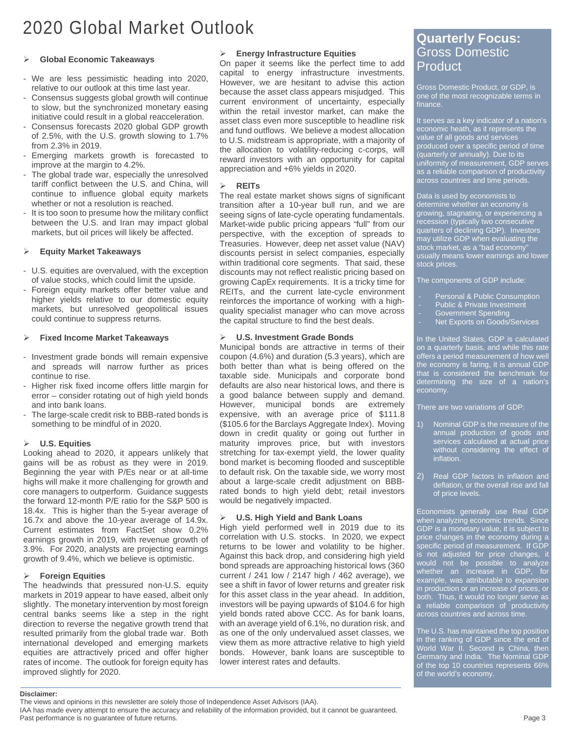# 2020 Global Market Outlook

### Global Economic Takeaways

- We are less pessimistic heading into 2020, relative to our outlook at this time last year.
- Consensus suggests global growth will continue to slow, but the synchronized monetary easing initiative could result in a global reacceleration.
- Consensus forecasts 2020 global GDP growth of 2.5%, with the U.S. growth slowing to 1.7% from 2.3% in 2019.
- Emerging markets growth is forecasted to improve at the margin to 4.2%.
- The global trade war, especially the unresolved tariff conflict between the U.S. and China, will continue to influence global equity markets whether or not a resolution is reached.
- It is too soon to presume how the military conflict between the U.S. and Iran may impact global markets, but oil prices will likely be affected.

### Equity Market Takeaways

- U.S. equities are overvalued, with the exception of value stocks, which could limit the upside.
- Foreign equity markets offer better value and higher yields relative to our domestic equity markets, but unresolved geopolitical issues could continue to suppress returns.

### Fixed Income Market Takeaways

- Investment grade bonds will remain expensive and spreads will narrow further as prices continue to rise.
- Higher yield fixed income offers little margin for error – consider rotating out of high yield bonds and into bank loans.
- The large-scale credit risk to BBB-rated bonds is something to be mindful of in 2020.

### U.S. Equities

Looking ahead to 2020, it appears unlikely that gains will be as robust as they were in 2019. Beginning the year with P/Es near or at all-time highs will make it more challenging for growth and core managers to outperform. Guidance suggests the forward 12-month P/E ratio for the S&P 500 is 18.4x. This is higher than the 5-year average of 16.7x and above the 10-year average of 14.9x. Current estimates from FactSet show 0.2% earnings growth in 2019, with revenue growth of 3.9%. For 2020, analysts are projecting earnings growth of 9.4%, which we believe is optimistic.

### Foreign Equities

The headwinds that pressured non-U.S. equity markets in 2019 appear to have eased, albeit only slightly. The monetary intervention by most foreign central banks seems like a step in the right direction to reverse the negative growth trend that resulted primarily from the global trade war. Both international developed and emerging markets equities are attractively priced and offer higher rates of income. The outlook for foreign equity has improved slightly for 2020.

### Energy Infrastructure Equities

On paper it seems like the perfect time to add capital to energy infrastructure investments. However, we are hesitant to advise this action because the asset class appears misjudged. This current environment of uncertainty, especially within the retail investor market, can make the asset class even more susceptible to headline risk and fund outflows. We believe a modest allocation to U.S. midstream is appropriate, with a majority of the allocation to volatility-reducing c-corps, will reward investors with an opportunity for capital appreciation and +6% yields in 2020.

### REITs

The real estate market shows signs of significant transition after a 10-year bull run, and we are seeing signs of late-cycle operating fundamentals. Market-wide public pricing appears "full" from our perspective, with the exception of spreads to Treasuries. However, deep net asset value (NAV) discounts persist in select companies, especially within traditional core segments. That said, these discounts may not reflect realistic pricing based on growing CapEx requirements. It is a tricky time for REITs, and the current late-cycle environment reinforces the importance of working with a high-quality specialist manager who can move across the capital structure to find the best deals.

### U.S. Investment Grade Bonds

Municipal bonds are attractive in terms of their coupon (4.6%) and duration (5.3 years), which are both better than what is being offered on the taxable side. Municipals and corporate bond defaults are also near historical lows, and there is a good balance between supply and demand. However, municipal bonds are extremely expensive, with an average price of $111.8 ($105.6 for the Barclays Aggregate Index). Moving down in credit quality or going out further in maturity improves price, but with investors stretching for tax-exempt yield, the lower quality bond market is becoming flooded and susceptible to default risk. On the taxable side, we worry most about a large-scale credit adjustment on BBB-rated bonds to high yield debt; retail investors would be negatively impacted.

### U.S. High Yield and Bank Loans

High yield performed well in 2019 due to its correlation with U.S. stocks. In 2020, we expect returns to be lower and volatility to be higher. Against this back drop, and considering high yield bond spreads are approaching historical lows (360 current / 241 low / 2147 high / 462 average), we see a shift in favor of lower returns and greater risk for this asset class in the year ahead. In addition, investors will be paying upwards of $104.6 for high yield bonds rated above CCC. As for bank loans, with an average yield of 6.1%, no duration risk, and as one of the only undervalued asset classes, we view them as more attractive relative to high yield bonds. However, bank loans are susceptible to lower interest rates and defaults.

## Quarterly Focus: Gross Domestic Product

Gross Domestic Product, or GDP, is one of the most recognizable terms in finance.

It serves as a key indicator of a nation's economic heath, as it represents the value of all goods and services produced over a specific period of time (quarterly or annually). Due to its uniformity of measurement, GDP serves as a reliable comparison of productivity across countries and time periods.

Data is used by economists to determine whether an economy is growing, stagnating, or experiencing a recession (typically two consecutive quarters of declining GDP). Investors may utilize GDP when evaluating the stock market, as a "bad economy" usually means lower earnings and lower stock prices.

The components of GDP include:

- Personal & Public Consumption
- Public & Private Investment
- Government Spending
- Net Exports on Goods/Services

In the United States, GDP is calculated on a quarterly basis, and while this rate offers a period measurement of how well the economy is faring, it is annual GDP that is considered the benchmark for determining the size of a nation's economy.

There are two variations of GDP:

1) Nominal GDP is the measure of the annual production of goods and services calculated at actual price without considering the effect of inflation.

2) Real GDP factors in inflation and deflation, or the overall rise and fall of price levels.

Economists generally use Real GDP when analyzing economic trends. Since GDP is a monetary value, it is subject to price changes in the economy during a specific period of measurement. If GDP is not adjusted for price changes, it would not be possible to analyze whether an increase in GDP, for example, was attributable to expansion in production or an increase of prices, or both. Thus, it would no longer serve as a reliable comparison of productivity across countries and across time.

The U.S. has maintained the top position in the ranking of GDP since the end of World War II. Second is China, then Germany and India. The Nominal GDP of the top 10 countries represents 66% of the world's economy.

**Disclaimer:**
The views and opinions in this newsletter are solely those of Independence Asset Advisors (IAA).
IAA has made every attempt to ensure the accuracy and reliability of the information provided, but it cannot be guaranteed.
Past performance is no guarantee of future returns.